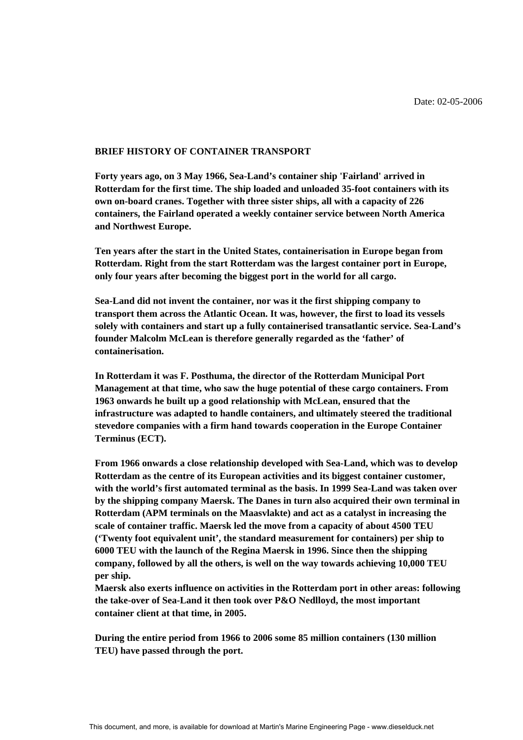Date: 02-05-2006

## BRIEF HISTORY OF CONTAINER TRANSPORT

**Forty years ago, on 3 May 1966, Sea-Land's container ship 'Fairland' arrived in Rotterdam for the first time. The ship loaded and unloaded 35-foot containers with its own on-board cranes. Together with three sister ships, all with a capacity of 226 containers, the Fairland operated a weekly container service between North America and Northwest Europe.**

**Ten years after the start in the United States, containerisation in Europe began from Rotterdam. Right from the start Rotterdam was the largest container port in Europe, only four years after becoming the biggest port in the world for all cargo.**

**Sea-Land did not invent the container, nor was it the first shipping company to transport them across the Atlantic Ocean. It was, however, the first to load its vessels solely with containers and start up a fully containerised transatlantic service. Sea-Land's founder Malcolm McLean is therefore generally regarded as the 'father' of containerisation.**

**In Rotterdam it was F. Posthuma, the director of the Rotterdam Municipal Port Management at that time, who saw the huge potential of these cargo containers. From 1963 onwards he built up a good relationship with McLean, ensured that the infrastructure was adapted to handle containers, and ultimately steered the traditional stevedore companies with a firm hand towards cooperation in the Europe Container Terminus (ECT).**

**From 1966 onwards a close relationship developed with Sea-Land, which was to develop Rotterdam as the centre of its European activities and its biggest container customer, with the world's first automated terminal as the basis. In 1999 Sea-Land was taken over by the shipping company Maersk. The Danes in turn also acquired their own terminal in Rotterdam (APM terminals on the Maasvlakte) and act as a catalyst in increasing the scale of container traffic. Maersk led the move from a capacity of about 4500 TEU ('Twenty foot equivalent unit', the standard measurement for containers) per ship to 6000 TEU with the launch of the Regina Maersk in 1996. Since then the shipping company, followed by all the others, is well on the way towards achieving 10,000 TEU per ship.**
**Maersk also exerts influence on activities in the Rotterdam port in other areas: following the take-over of Sea-Land it then took over P&O Nedlloyd, the most important container client at that time, in 2005.**

**During the entire period from 1966 to 2006 some 85 million containers (130 million TEU) have passed through the port.**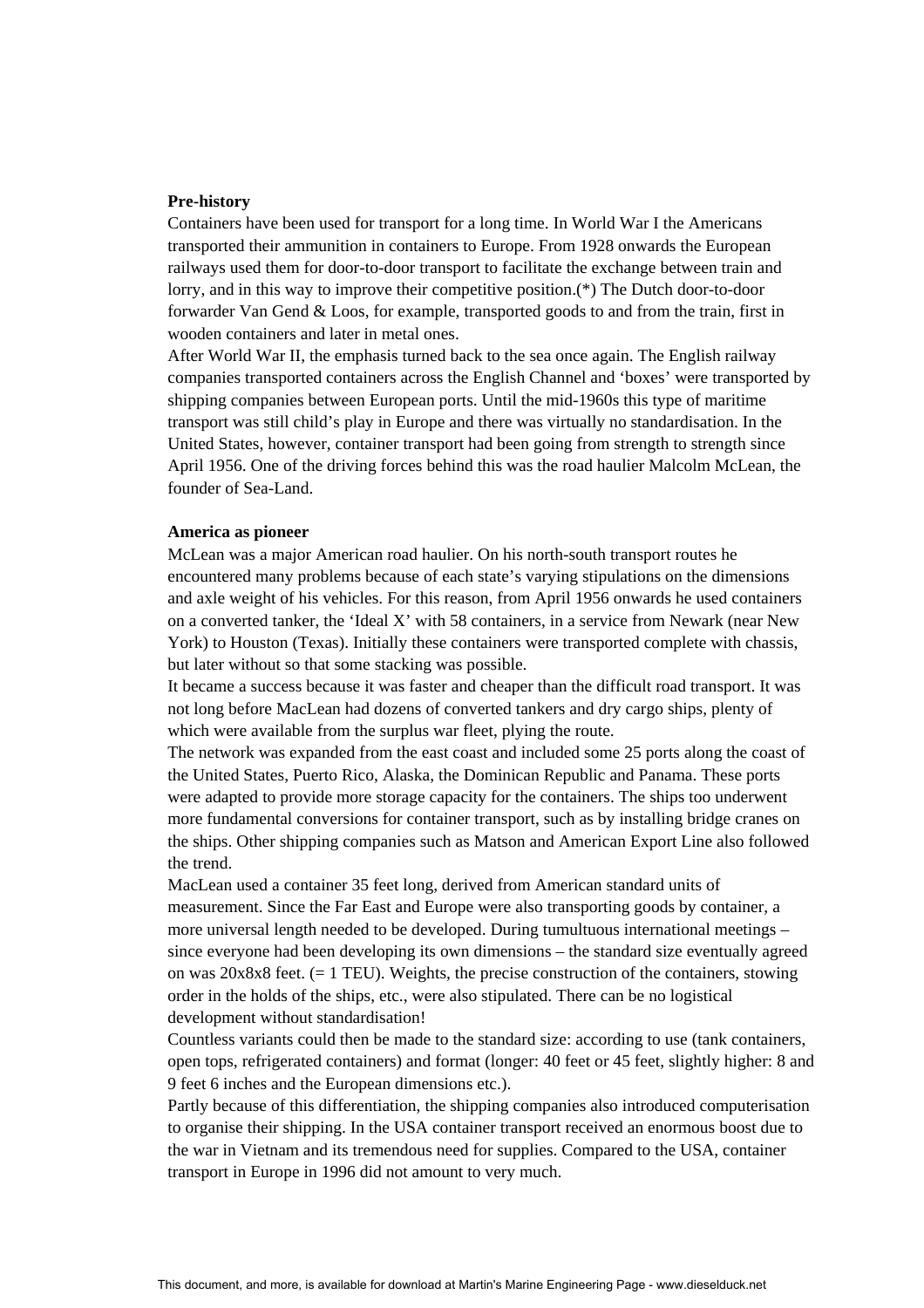**Pre-history**

Containers have been used for transport for a long time. In World War I the Americans transported their ammunition in containers to Europe. From 1928 onwards the European railways used them for door-to-door transport to facilitate the exchange between train and lorry, and in this way to improve their competitive position.(*) The Dutch door-to-door forwarder Van Gend & Loos, for example, transported goods to and from the train, first in wooden containers and later in metal ones.

After World War II, the emphasis turned back to the sea once again. The English railway companies transported containers across the English Channel and 'boxes' were transported by shipping companies between European ports. Until the mid-1960s this type of maritime transport was still child's play in Europe and there was virtually no standardisation. In the United States, however, container transport had been going from strength to strength since April 1956. One of the driving forces behind this was the road haulier Malcolm McLean, the founder of Sea-Land.

**America as pioneer**

McLean was a major American road haulier. On his north-south transport routes he encountered many problems because of each state's varying stipulations on the dimensions and axle weight of his vehicles. For this reason, from April 1956 onwards he used containers on a converted tanker, the 'Ideal X' with 58 containers, in a service from Newark (near New York) to Houston (Texas). Initially these containers were transported complete with chassis, but later without so that some stacking was possible.

It became a success because it was faster and cheaper than the difficult road transport. It was not long before MacLean had dozens of converted tankers and dry cargo ships, plenty of which were available from the surplus war fleet, plying the route.

The network was expanded from the east coast and included some 25 ports along the coast of the United States, Puerto Rico, Alaska, the Dominican Republic and Panama. These ports were adapted to provide more storage capacity for the containers. The ships too underwent more fundamental conversions for container transport, such as by installing bridge cranes on the ships. Other shipping companies such as Matson and American Export Line also followed the trend.

MacLean used a container 35 feet long, derived from American standard units of measurement. Since the Far East and Europe were also transporting goods by container, a more universal length needed to be developed. During tumultuous international meetings – since everyone had been developing its own dimensions – the standard size eventually agreed on was 20x8x8 feet. (= 1 TEU). Weights, the precise construction of the containers, stowing order in the holds of the ships, etc., were also stipulated. There can be no logistical development without standardisation!

Countless variants could then be made to the standard size: according to use (tank containers, open tops, refrigerated containers) and format (longer: 40 feet or 45 feet, slightly higher: 8 and 9 feet 6 inches and the European dimensions etc.).

Partly because of this differentiation, the shipping companies also introduced computerisation to organise their shipping. In the USA container transport received an enormous boost due to the war in Vietnam and its tremendous need for supplies. Compared to the USA, container transport in Europe in 1996 did not amount to very much.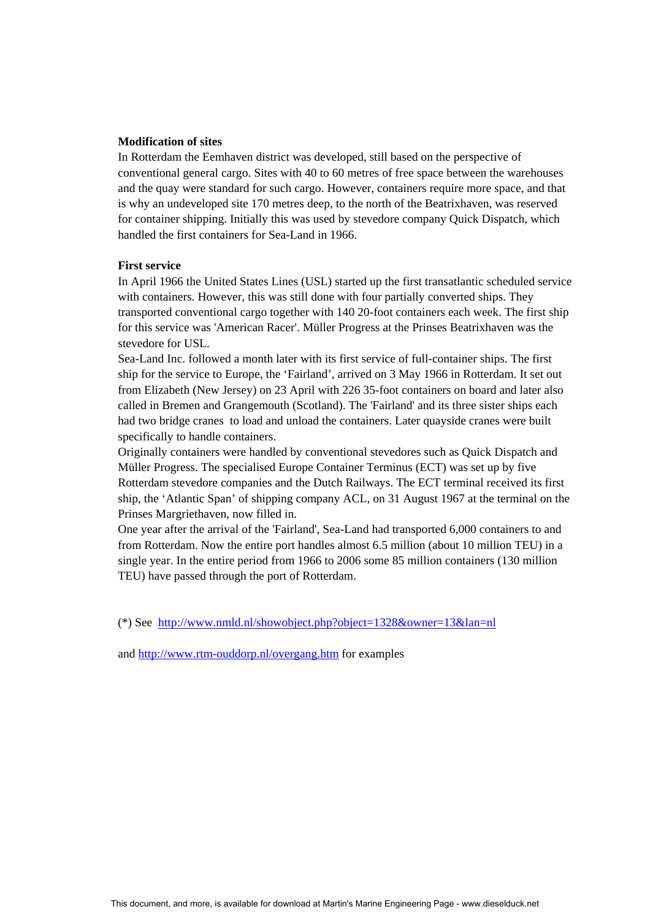**Modification of sites**

In Rotterdam the Eemhaven district was developed, still based on the perspective of conventional general cargo. Sites with 40 to 60 metres of free space between the warehouses and the quay were standard for such cargo. However, containers require more space, and that is why an undeveloped site 170 metres deep, to the north of the Beatrixhaven, was reserved for container shipping. Initially this was used by stevedore company Quick Dispatch, which handled the first containers for Sea-Land in 1966.

**First service**

In April 1966 the United States Lines (USL) started up the first transatlantic scheduled service with containers. However, this was still done with four partially converted ships. They transported conventional cargo together with 140 20-foot containers each week. The first ship for this service was 'American Racer'. Müller Progress at the Prinses Beatrixhaven was the stevedore for USL.

Sea-Land Inc. followed a month later with its first service of full-container ships. The first ship for the service to Europe, the 'Fairland', arrived on 3 May 1966 in Rotterdam. It set out from Elizabeth (New Jersey) on 23 April with 226 35-foot containers on board and later also called in Bremen and Grangemouth (Scotland). The 'Fairland' and its three sister ships each had two bridge cranes to load and unload the containers. Later quayside cranes were built specifically to handle containers.

Originally containers were handled by conventional stevedores such as Quick Dispatch and Müller Progress. The specialised Europe Container Terminus (ECT) was set up by five Rotterdam stevedore companies and the Dutch Railways. The ECT terminal received its first ship, the 'Atlantic Span' of shipping company ACL, on 31 August 1967 at the terminal on the Prinses Margriethaven, now filled in.

One year after the arrival of the 'Fairland', Sea-Land had transported 6,000 containers to and from Rotterdam. Now the entire port handles almost 6.5 million (about 10 million TEU) in a single year. In the entire period from 1966 to 2006 some 85 million containers (130 million TEU) have passed through the port of Rotterdam.

(*) See http://www.nmld.nl/showobject.php?object=1328&owner=13&lan=nl

and http://www.rtm-ouddorp.nl/overgang.htm for examples